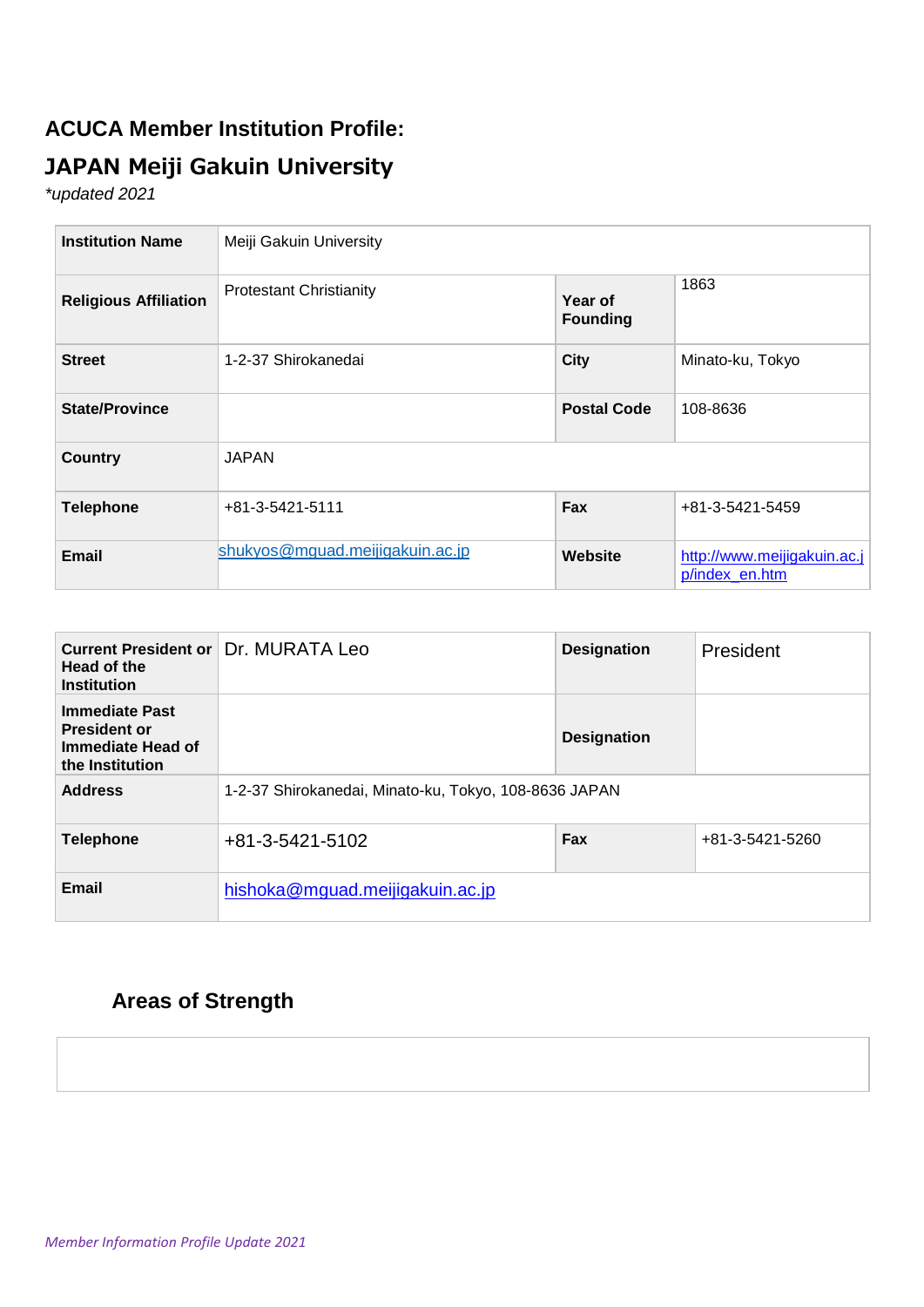### ACUCA Member Institution Profile:

## JAPAN Meiji Gakuin University

*\*updated 2021*

| **Institution Name** | Meiji Gakuin University | | |
|---|---|---|---|
| **Religious Affiliation** | Protestant Christianity | **Year of Founding** | 1863 |
| **Street** | 1-2-37 Shirokanedai | **City** | Minato-ku, Tokyo |
| **State/Province** | | **Postal Code** | 108-8636 |
| **Country** | JAPAN | | |
| **Telephone** | +81-3-5421-5111 | **Fax** | +81-3-5421-5459 |
| **Email** | shukyos@mguad.meijigakuin.ac.jp | **Website** | http://www.meijigakuin.ac.jp/index_en.htm |

| **Current President or Head of the Institution** | Dr. MURATA Leo | **Designation** | President |
|---|---|---|---|
| **Immediate Past President or Immediate Head of the Institution** | | **Designation** | |
| **Address** | 1-2-37 Shirokanedai, Minato-ku, Tokyo, 108-8636 JAPAN | | |
| **Telephone** | +81-3-5421-5102 | **Fax** | +81-3-5421-5260 |
| **Email** | hishoka@mguad.meijigakuin.ac.jp | | |

## Areas of Strength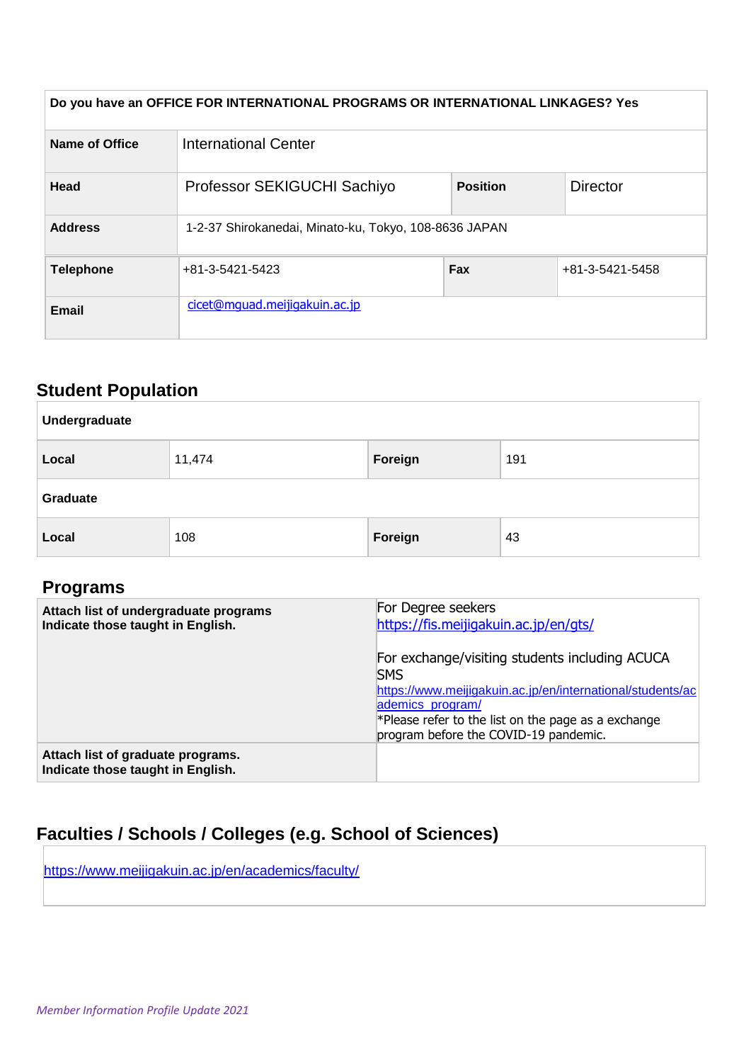| Do you have an OFFICE FOR INTERNATIONAL PROGRAMS OR INTERNATIONAL LINKAGES? Yes | | | |
|---|---|---|---|
| **Name of Office** | International Center | | |
| **Head** | Professor SEKIGUCHI Sachiyo | **Position** | Director |
| **Address** | 1-2-37 Shirokanedai, Minato-ku, Tokyo, 108-8636 JAPAN | | |
| **Telephone** | +81-3-5421-5423 | **Fax** | +81-3-5421-5458 |
| **Email** | cicet@mguad.meijigakuin.ac.jp | | |

## Student Population

| **Undergraduate** | | | |
|---|---|---|---|
| **Local** | 11,474 | **Foreign** | 191 |
| **Graduate** | | | |
| **Local** | 108 | **Foreign** | 43 |

## Programs

| | |
|---|---|
| **Attach list of undergraduate programs Indicate those taught in English.** | For Degree seekers<br>https://fis.meijigakuin.ac.jp/en/gts/<br><br>For exchange/visiting students including ACUCA SMS<br>https://www.meijigakuin.ac.jp/en/international/students/academics_program/<br>*Please refer to the list on the page as a exchange program before the COVID-19 pandemic. |
| **Attach list of graduate programs. Indicate those taught in English.** | |

## Faculties / Schools / Colleges (e.g. School of Sciences)

https://www.meijigakuin.ac.jp/en/academics/faculty/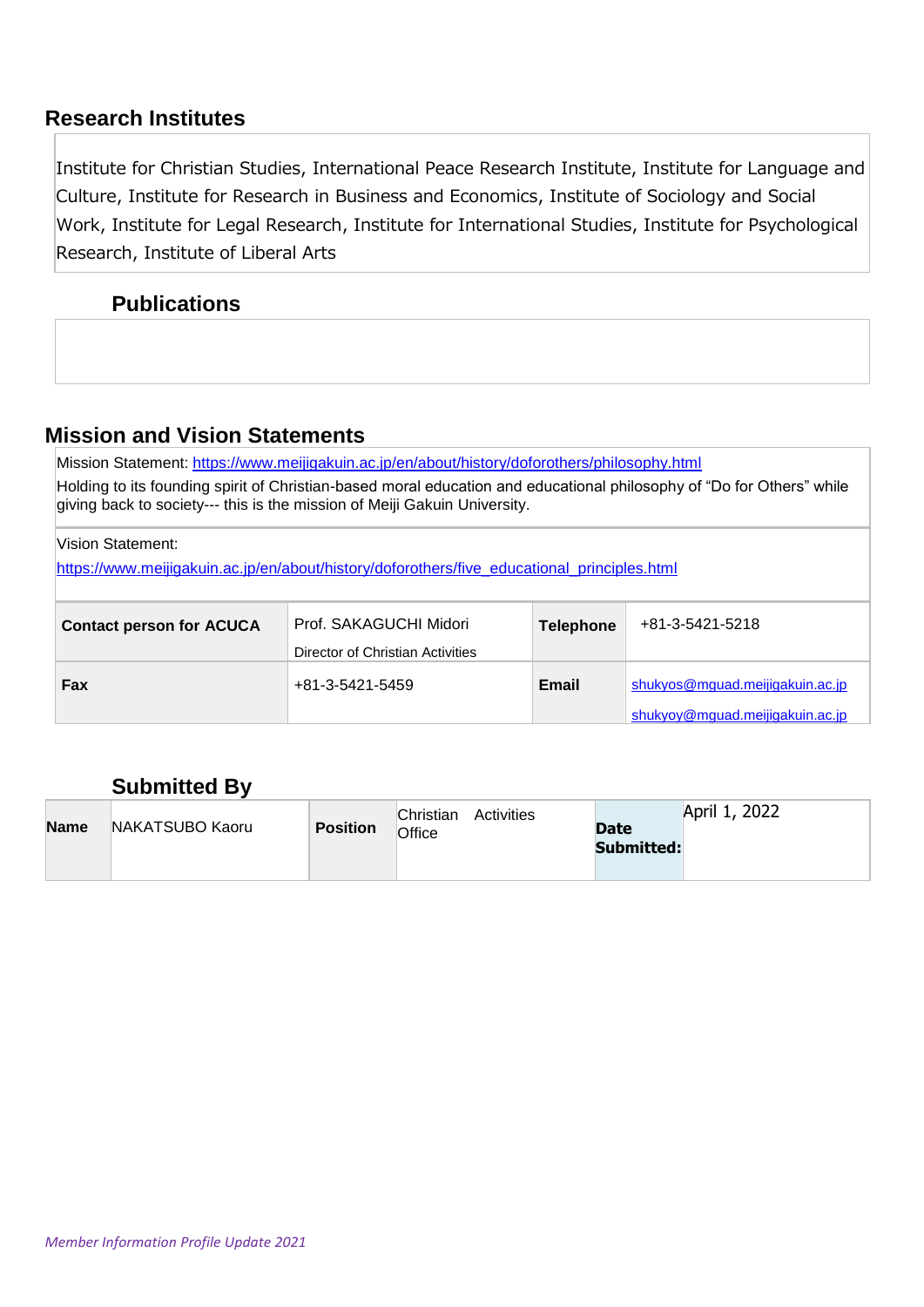## Research Institutes

Institute for Christian Studies, International Peace Research Institute, Institute for Language and Culture, Institute for Research in Business and Economics, Institute of Sociology and Social Work, Institute for Legal Research, Institute for International Studies, Institute for Psychological Research, Institute of Liberal Arts

### Publications

## Mission and Vision Statements

Mission Statement: https://www.meijigakuin.ac.jp/en/about/history/doforothers/philosophy.html

Holding to its founding spirit of Christian-based moral education and educational philosophy of "Do for Others" while giving back to society--- this is the mission of Meiji Gakuin University.

Vision Statement:

https://www.meijigakuin.ac.jp/en/about/history/doforothers/five_educational_principles.html

| | | | |
|---|---|---|---|
| **Contact person for ACUCA** | Prof. SAKAGUCHI Midori<br>Director of Christian Activities | **Telephone** | +81-3-5421-5218 |
| **Fax** | +81-3-5421-5459 | **Email** | shukyos@mguad.meijigakuin.ac.jp<br>shukyoy@mguad.meijigakuin.ac.jp |

### Submitted By

| | | | | | |
|---|---|---|---|---|---|
| **Name** | NAKATSUBO Kaoru | **Position** | Christian Activities Office | **Date Submitted:** | April 1, 2022 |

*Member Information Profile Update 2021*